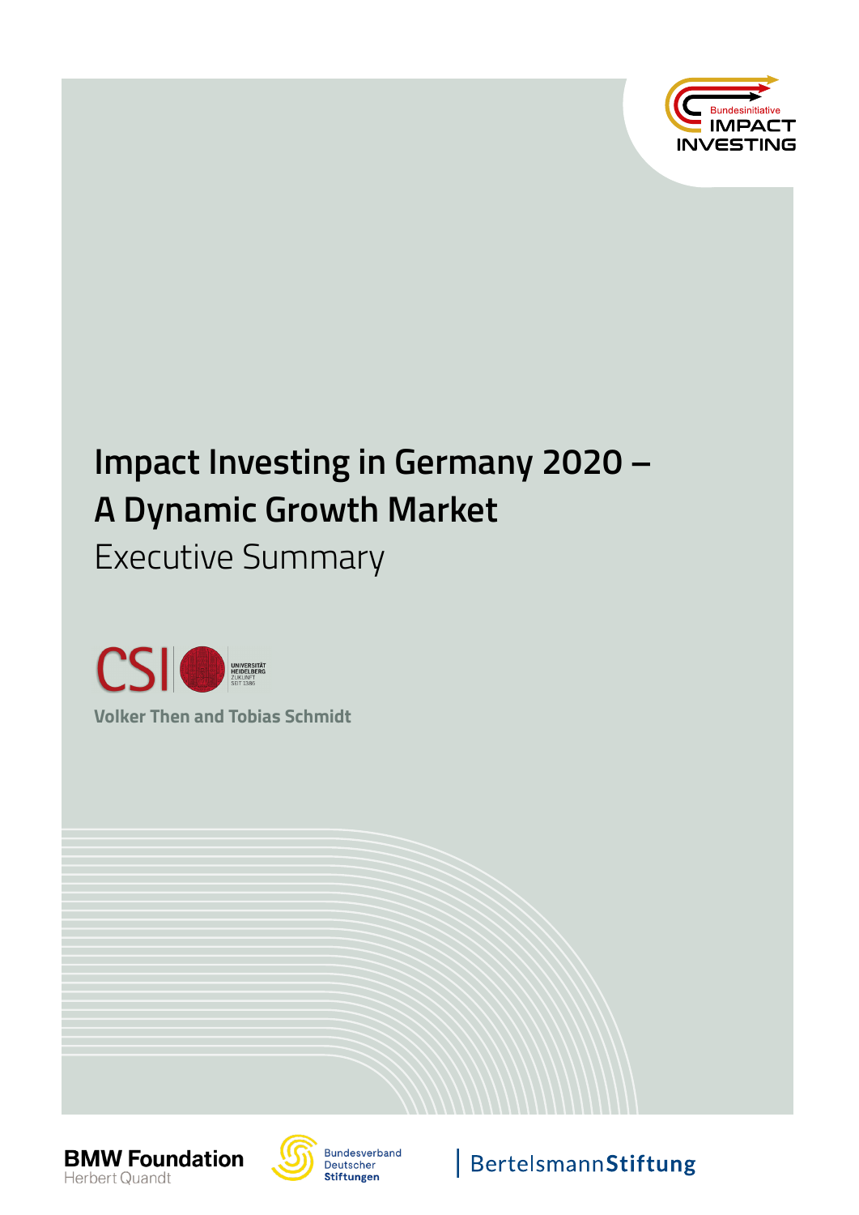Bundesinitiative IMPACT INVESTING

# Impact Investing in Germany 2020 – A Dynamic Growth Market

## Executive Summary

CSI UNIVERSITÄT HEIDELBERG ZUKUNFT SEIT 1386

**Volker Then and Tobias Schmidt**

BMW Foundation Herbert Quandt

Bundesverband Deutscher Stiftungen

BertelsmannStiftung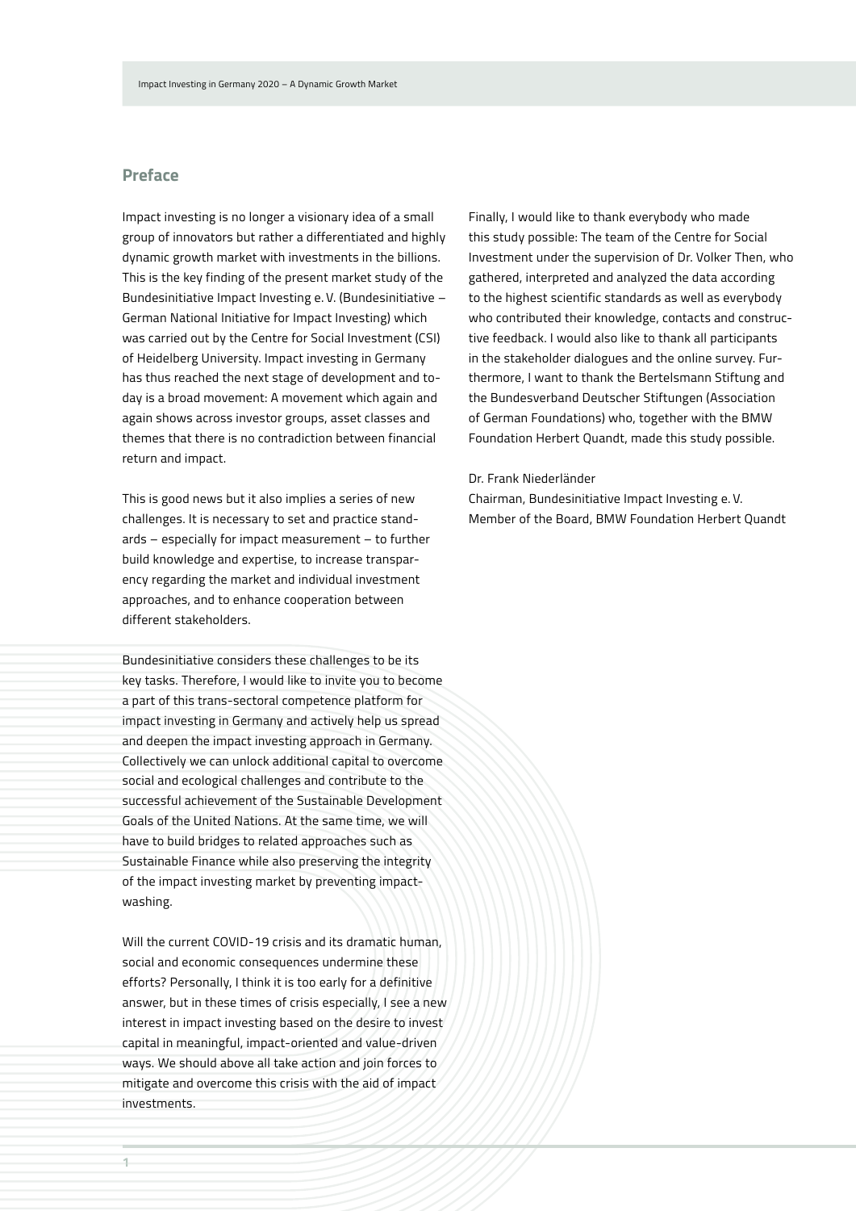## Preface

Impact investing is no longer a visionary idea of a small group of innovators but rather a differentiated and highly dynamic growth market with investments in the billions. This is the key finding of the present market study of the Bundesinitiative Impact Investing e. V. (Bundesinitiative – German National Initiative for Impact Investing) which was carried out by the Centre for Social Investment (CSI) of Heidelberg University. Impact investing in Germany has thus reached the next stage of development and today is a broad movement: A movement which again and again shows across investor groups, asset classes and themes that there is no contradiction between financial return and impact.

This is good news but it also implies a series of new challenges. It is necessary to set and practice standards – especially for impact measurement – to further build knowledge and expertise, to increase transparency regarding the market and individual investment approaches, and to enhance cooperation between different stakeholders.

Bundesinitiative considers these challenges to be its key tasks. Therefore, I would like to invite you to become a part of this trans-sectoral competence platform for impact investing in Germany and actively help us spread and deepen the impact investing approach in Germany. Collectively we can unlock additional capital to overcome social and ecological challenges and contribute to the successful achievement of the Sustainable Development Goals of the United Nations. At the same time, we will have to build bridges to related approaches such as Sustainable Finance while also preserving the integrity of the impact investing market by preventing impact-washing.

Will the current COVID-19 crisis and its dramatic human, social and economic consequences undermine these efforts? Personally, I think it is too early for a definitive answer, but in these times of crisis especially, I see a new interest in impact investing based on the desire to invest capital in meaningful, impact-oriented and value-driven ways. We should above all take action and join forces to mitigate and overcome this crisis with the aid of impact investments.

Finally, I would like to thank everybody who made this study possible: The team of the Centre for Social Investment under the supervision of Dr. Volker Then, who gathered, interpreted and analyzed the data according to the highest scientific standards as well as everybody who contributed their knowledge, contacts and constructive feedback. I would also like to thank all participants in the stakeholder dialogues and the online survey. Furthermore, I want to thank the Bertelsmann Stiftung and the Bundesverband Deutscher Stiftungen (Association of German Foundations) who, together with the BMW Foundation Herbert Quandt, made this study possible.

Dr. Frank Niederländer
Chairman, Bundesinitiative Impact Investing e. V.
Member of the Board, BMW Foundation Herbert Quandt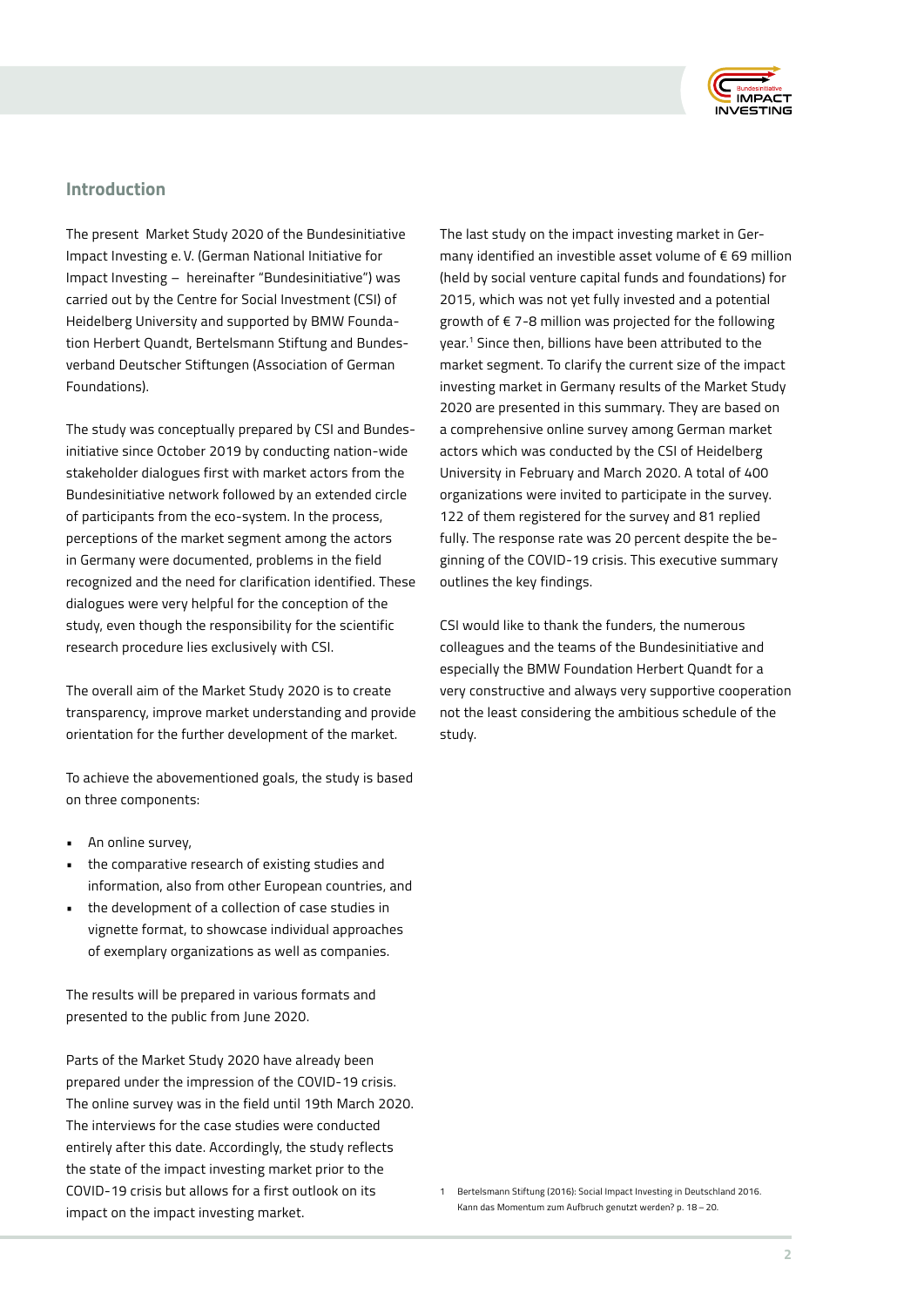## Introduction

The present Market Study 2020 of the Bundesinitiative Impact Investing e. V. (German National Initiative for Impact Investing – hereinafter "Bundesinitiative") was carried out by the Centre for Social Investment (CSI) of Heidelberg University and supported by BMW Foundation Herbert Quandt, Bertelsmann Stiftung and Bundesverband Deutscher Stiftungen (Association of German Foundations).

The study was conceptually prepared by CSI and Bundesinitiative since October 2019 by conducting nation-wide stakeholder dialogues first with market actors from the Bundesinitiative network followed by an extended circle of participants from the eco-system. In the process, perceptions of the market segment among the actors in Germany were documented, problems in the field recognized and the need for clarification identified. These dialogues were very helpful for the conception of the study, even though the responsibility for the scientific research procedure lies exclusively with CSI.

The overall aim of the Market Study 2020 is to create transparency, improve market understanding and provide orientation for the further development of the market.

To achieve the abovementioned goals, the study is based on three components:

- An online survey,
- the comparative research of existing studies and information, also from other European countries, and
- the development of a collection of case studies in vignette format, to showcase individual approaches of exemplary organizations as well as companies.

The results will be prepared in various formats and presented to the public from June 2020.

Parts of the Market Study 2020 have already been prepared under the impression of the COVID-19 crisis. The online survey was in the field until 19th March 2020. The interviews for the case studies were conducted entirely after this date. Accordingly, the study reflects the state of the impact investing market prior to the COVID-19 crisis but allows for a first outlook on its impact on the impact investing market.

The last study on the impact investing market in Germany identified an investible asset volume of € 69 million (held by social venture capital funds and foundations) for 2015, which was not yet fully invested and a potential growth of € 7-8 million was projected for the following year.[1] Since then, billions have been attributed to the market segment. To clarify the current size of the impact investing market in Germany results of the Market Study 2020 are presented in this summary. They are based on a comprehensive online survey among German market actors which was conducted by the CSI of Heidelberg University in February and March 2020. A total of 400 organizations were invited to participate in the survey. 122 of them registered for the survey and 81 replied fully. The response rate was 20 percent despite the beginning of the COVID-19 crisis. This executive summary outlines the key findings.

CSI would like to thank the funders, the numerous colleagues and the teams of the Bundesinitiative and especially the BMW Foundation Herbert Quandt for a very constructive and always very supportive cooperation not the least considering the ambitious schedule of the study.

[1] Bertelsmann Stiftung (2016): Social Impact Investing in Deutschland 2016. Kann das Momentum zum Aufbruch genutzt werden? p. 18 – 20.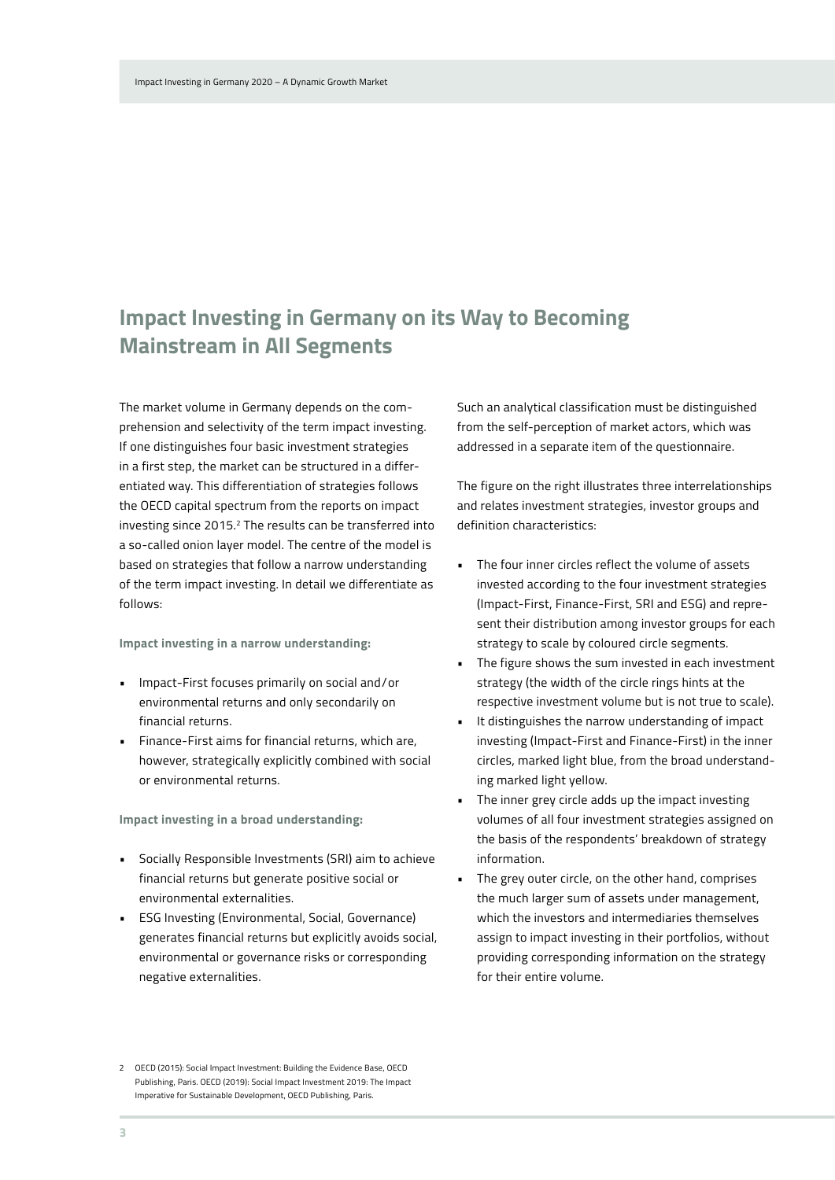## Impact Investing in Germany on its Way to Becoming Mainstream in All Segments

The market volume in Germany depends on the comprehension and selectivity of the term impact investing. If one distinguishes four basic investment strategies in a first step, the market can be structured in a differentiated way. This differentiation of strategies follows the OECD capital spectrum from the reports on impact investing since 2015.[2] The results can be transferred into a so-called onion layer model. The centre of the model is based on strategies that follow a narrow understanding of the term impact investing. In detail we differentiate as follows:

**Impact investing in a narrow understanding:**

- Impact-First focuses primarily on social and/or environmental returns and only secondarily on financial returns.
- Finance-First aims for financial returns, which are, however, strategically explicitly combined with social or environmental returns.

**Impact investing in a broad understanding:**

- Socially Responsible Investments (SRI) aim to achieve financial returns but generate positive social or environmental externalities.
- ESG Investing (Environmental, Social, Governance) generates financial returns but explicitly avoids social, environmental or governance risks or corresponding negative externalities.

Such an analytical classification must be distinguished from the self-perception of market actors, which was addressed in a separate item of the questionnaire.

The figure on the right illustrates three interrelationships and relates investment strategies, investor groups and definition characteristics:

- The four inner circles reflect the volume of assets invested according to the four investment strategies (Impact-First, Finance-First, SRI and ESG) and represent their distribution among investor groups for each strategy to scale by coloured circle segments.
- The figure shows the sum invested in each investment strategy (the width of the circle rings hints at the respective investment volume but is not true to scale).
- It distinguishes the narrow understanding of impact investing (Impact-First and Finance-First) in the inner circles, marked light blue, from the broad understanding marked light yellow.
- The inner grey circle adds up the impact investing volumes of all four investment strategies assigned on the basis of the respondents' breakdown of strategy information.
- The grey outer circle, on the other hand, comprises the much larger sum of assets under management, which the investors and intermediaries themselves assign to impact investing in their portfolios, without providing corresponding information on the strategy for their entire volume.

2 OECD (2015): Social Impact Investment: Building the Evidence Base, OECD Publishing, Paris. OECD (2019): Social Impact Investment 2019: The Impact Imperative for Sustainable Development, OECD Publishing, Paris.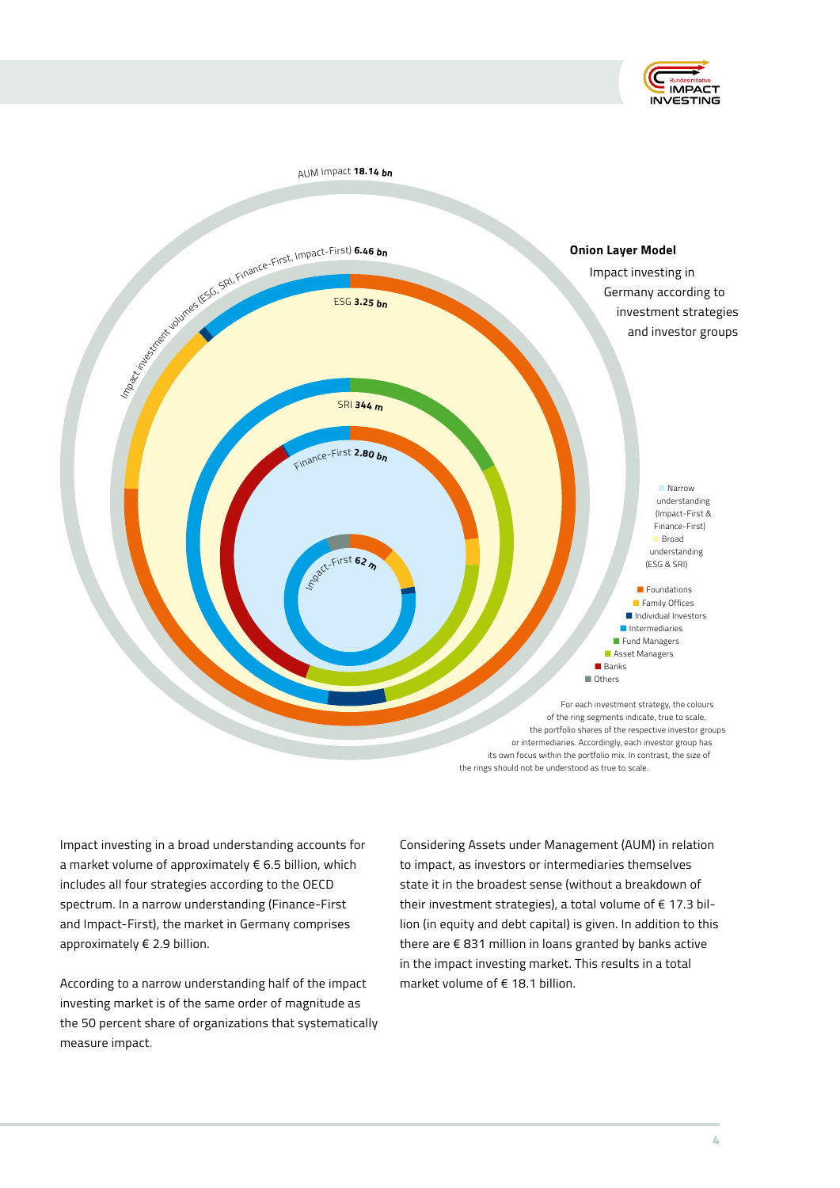AUM Impact **18.14 bn**

Impact investment volumes (ESG, SRI, Finance-First, Impact-First) **6.46 bn**

ESG **3.25 bn**

SRI **344 m**

Finance-First **2.80 bn**

Impact-First **62 m**

**Onion Layer Model**

Impact investing in Germany according to investment strategies and investor groups

- Narrow understanding (Impact-First & Finance-First)
- Broad understanding (ESG & SRI)

- Foundations
- Family Offices
- Individual Investors
- Intermediaries
- Fund Managers
- Asset Managers
- Banks
- Others

For each investment strategy, the colours of the ring segments indicate, true to scale, the portfolio shares of the respective investor groups or intermediaries. Accordingly, each investor group has its own focus within the portfolio mix. In contrast, the size of the rings should not be understood as true to scale.

Impact investing in a broad understanding accounts for a market volume of approximately € 6.5 billion, which includes all four strategies according to the OECD spectrum. In a narrow understanding (Finance-First and Impact-First), the market in Germany comprises approximately € 2.9 billion.

According to a narrow understanding half of the impact investing market is of the same order of magnitude as the 50 percent share of organizations that systematically measure impact.

Considering Assets under Management (AUM) in relation to impact, as investors or intermediaries themselves state it in the broadest sense (without a breakdown of their investment strategies), a total volume of € 17.3 billion (in equity and debt capital) is given. In addition to this there are € 831 million in loans granted by banks active in the impact investing market. This results in a total market volume of € 18.1 billion.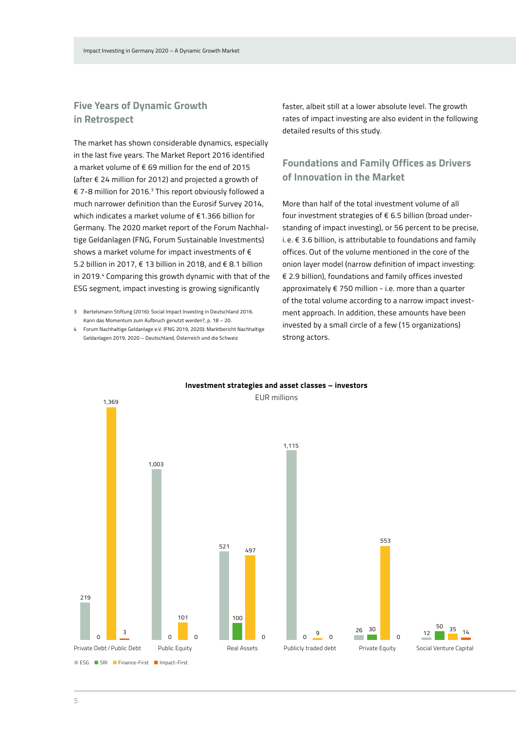## Five Years of Dynamic Growth in Retrospect

The market has shown considerable dynamics, especially in the last five years. The Market Report 2016 identified a market volume of € 69 million for the end of 2015 (after € 24 million for 2012) and projected a growth of € 7-8 million for 2016.[3] This report obviously followed a much narrower definition than the Eurosif Survey 2014, which indicates a market volume of €1.366 billion for Germany. The 2020 market report of the Forum Nachhaltige Geldanlagen (FNG, Forum Sustainable Investments) shows a market volume for impact investments of € 5.2 billion in 2017, € 13 billion in 2018, and € 8.1 billion in 2019.[4] Comparing this growth dynamic with that of the ESG segment, impact investing is growing significantly faster, albeit still at a lower absolute level. The growth rates of impact investing are also evident in the following detailed results of this study.

3 Bertelsmann Stiftung (2016): Social Impact Investing in Deutschland 2016. Kann das Momentum zum Aufbruch genutzt werden?, p. 18 – 20.

4 Forum Nachhaltige Geldanlage e.V. (FNG 2019, 2020): Marktbericht Nachhaltige Geldanlagen 2019, 2020 – Deutschland, Österreich und die Schweiz

## Foundations and Family Offices as Drivers of Innovation in the Market

More than half of the total investment volume of all four investment strategies of € 6.5 billion (broad understanding of impact investing), or 56 percent to be precise, i. e. € 3.6 billion, is attributable to foundations and family offices. Out of the volume mentioned in the core of the onion layer model (narrow definition of impact investing: € 2.9 billion), foundations and family offices invested approximately € 750 million - i.e. more than a quarter of the total volume according to a narrow impact investment approach. In addition, these amounts have been invested by a small circle of a few (15 organizations) strong actors.

**Investment strategies and asset classes – investors**

EUR millions

| | ESG | SRI | Finance-First | Impact-First |
|---|---|---|---|---|
| Private Debt / Public Debt | 219 | 0 | 1,369 | 3 |
| Public Equity | 1,003 | 0 | 101 | 0 |
| Real Assets | 521 | 100 | 497 | 0 |
| Publicly traded debt | 1,115 | 0 | 9 | 0 |
| Private Equity | 26 | 30 | 553 | 0 |
| Social Venture Capital | 12 | 50 | 35 | 14 |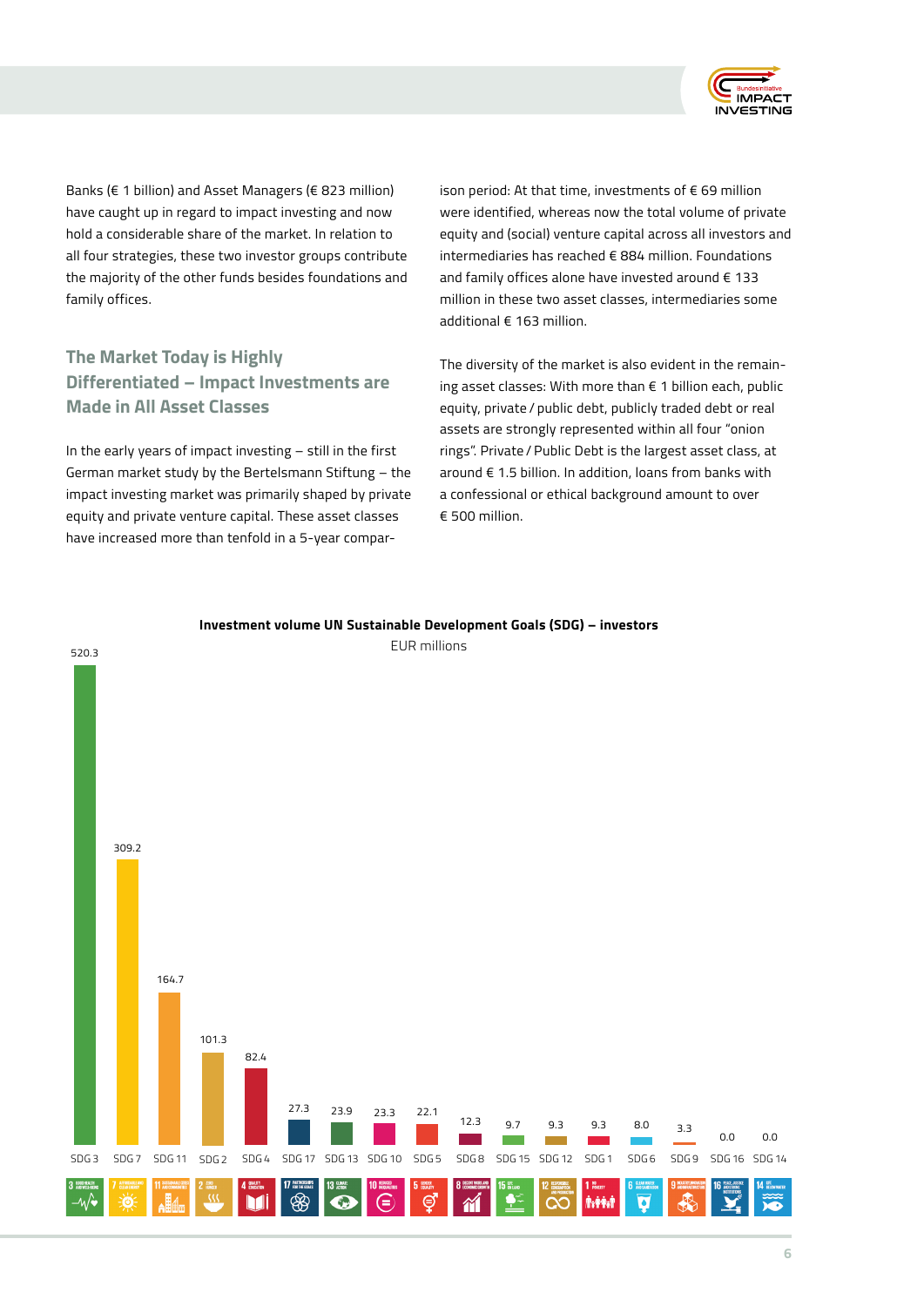Banks (€ 1 billion) and Asset Managers (€ 823 million) have caught up in regard to impact investing and now hold a considerable share of the market. In relation to all four strategies, these two investor groups contribute the majority of the other funds besides foundations and family offices.

## The Market Today is Highly Differentiated – Impact Investments are Made in All Asset Classes

In the early years of impact investing – still in the first German market study by the Bertelsmann Stiftung – the impact investing market was primarily shaped by private equity and private venture capital. These asset classes have increased more than tenfold in a 5-year comparison period: At that time, investments of € 69 million were identified, whereas now the total volume of private equity and (social) venture capital across all investors and intermediaries has reached € 884 million. Foundations and family offices alone have invested around € 133 million in these two asset classes, intermediaries some additional € 163 million.

The diversity of the market is also evident in the remaining asset classes: With more than € 1 billion each, public equity, private / public debt, publicly traded debt or real assets are strongly represented within all four "onion rings". Private / Public Debt is the largest asset class, at around € 1.5 billion. In addition, loans from banks with a confessional or ethical background amount to over € 500 million.

**Investment volume UN Sustainable Development Goals (SDG) – investors**

EUR millions

| SDG | EUR millions |
|---|---|
| SDG 3 | 520.3 |
| SDG 7 | 309.2 |
| SDG 11 | 164.7 |
| SDG 2 | 101.3 |
| SDG 4 | 82.4 |
| SDG 17 | 27.3 |
| SDG 13 | 23.9 |
| SDG 10 | 23.3 |
| SDG 5 | 22.1 |
| SDG 8 | 12.3 |
| SDG 15 | 9.7 |
| SDG 12 | 9.3 |
| SDG 1 | 9.3 |
| SDG 6 | 8.0 |
| SDG 9 | 3.3 |
| SDG 16 | 0.0 |
| SDG 14 | 0.0 |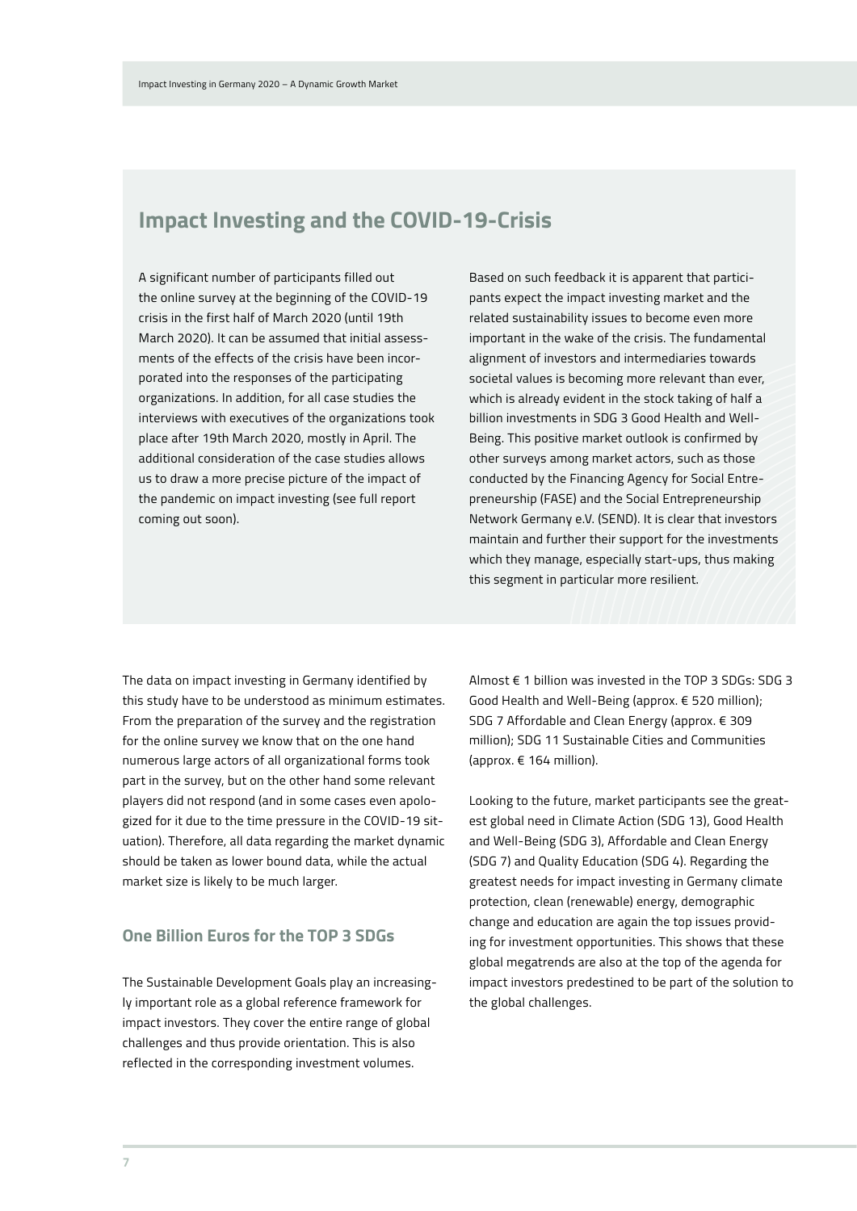## Impact Investing and the COVID-19-Crisis

A significant number of participants filled out the online survey at the beginning of the COVID-19 crisis in the first half of March 2020 (until 19th March 2020). It can be assumed that initial assessments of the effects of the crisis have been incorporated into the responses of the participating organizations. In addition, for all case studies the interviews with executives of the organizations took place after 19th March 2020, mostly in April. The additional consideration of the case studies allows us to draw a more precise picture of the impact of the pandemic on impact investing (see full report coming out soon).

Based on such feedback it is apparent that participants expect the impact investing market and the related sustainability issues to become even more important in the wake of the crisis. The fundamental alignment of investors and intermediaries towards societal values is becoming more relevant than ever, which is already evident in the stock taking of half a billion investments in SDG 3 Good Health and Well-Being. This positive market outlook is confirmed by other surveys among market actors, such as those conducted by the Financing Agency for Social Entrepreneurship (FASE) and the Social Entrepreneurship Network Germany e.V. (SEND). It is clear that investors maintain and further their support for the investments which they manage, especially start-ups, thus making this segment in particular more resilient.

The data on impact investing in Germany identified by this study have to be understood as minimum estimates. From the preparation of the survey and the registration for the online survey we know that on the one hand numerous large actors of all organizational forms took part in the survey, but on the other hand some relevant players did not respond (and in some cases even apologized for it due to the time pressure in the COVID-19 situation). Therefore, all data regarding the market dynamic should be taken as lower bound data, while the actual market size is likely to be much larger.

### One Billion Euros for the TOP 3 SDGs

The Sustainable Development Goals play an increasingly important role as a global reference framework for impact investors. They cover the entire range of global challenges and thus provide orientation. This is also reflected in the corresponding investment volumes.

Almost € 1 billion was invested in the TOP 3 SDGs: SDG 3 Good Health and Well-Being (approx. € 520 million); SDG 7 Affordable and Clean Energy (approx. € 309 million); SDG 11 Sustainable Cities and Communities (approx. € 164 million).

Looking to the future, market participants see the greatest global need in Climate Action (SDG 13), Good Health and Well-Being (SDG 3), Affordable and Clean Energy (SDG 7) and Quality Education (SDG 4). Regarding the greatest needs for impact investing in Germany climate protection, clean (renewable) energy, demographic change and education are again the top issues providing for investment opportunities. This shows that these global megatrends are also at the top of the agenda for impact investors predestined to be part of the solution to the global challenges.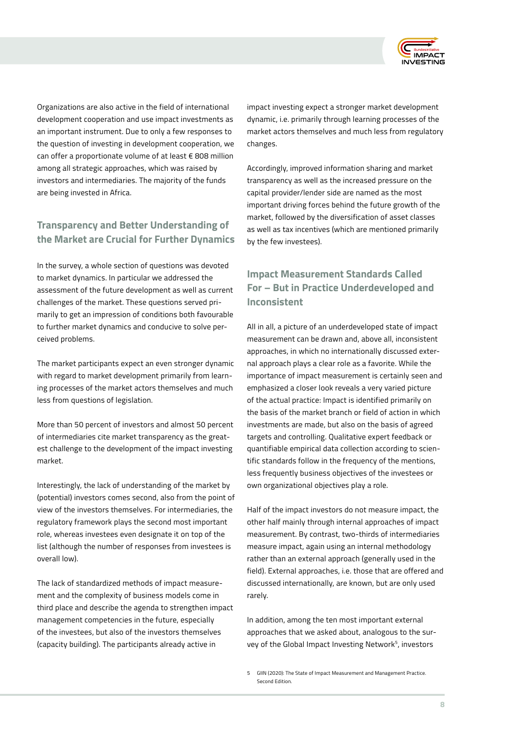Organizations are also active in the field of international development cooperation and use impact investments as an important instrument. Due to only a few responses to the question of investing in development cooperation, we can offer a proportionate volume of at least € 808 million among all strategic approaches, which was raised by investors and intermediaries. The majority of the funds are being invested in Africa.

## Transparency and Better Understanding of the Market are Crucial for Further Dynamics

In the survey, a whole section of questions was devoted to market dynamics. In particular we addressed the assessment of the future development as well as current challenges of the market. These questions served primarily to get an impression of conditions both favourable to further market dynamics and conducive to solve perceived problems.

The market participants expect an even stronger dynamic with regard to market development primarily from learning processes of the market actors themselves and much less from questions of legislation.

More than 50 percent of investors and almost 50 percent of intermediaries cite market transparency as the greatest challenge to the development of the impact investing market.

Interestingly, the lack of understanding of the market by (potential) investors comes second, also from the point of view of the investors themselves. For intermediaries, the regulatory framework plays the second most important role, whereas investees even designate it on top of the list (although the number of responses from investees is overall low).

The lack of standardized methods of impact measurement and the complexity of business models come in third place and describe the agenda to strengthen impact management competencies in the future, especially of the investees, but also of the investors themselves (capacity building). The participants already active in impact investing expect a stronger market development dynamic, i.e. primarily through learning processes of the market actors themselves and much less from regulatory changes.

Accordingly, improved information sharing and market transparency as well as the increased pressure on the capital provider/lender side are named as the most important driving forces behind the future growth of the market, followed by the diversification of asset classes as well as tax incentives (which are mentioned primarily by the few investees).

## Impact Measurement Standards Called For – But in Practice Underdeveloped and Inconsistent

All in all, a picture of an underdeveloped state of impact measurement can be drawn and, above all, inconsistent approaches, in which no internationally discussed external approach plays a clear role as a favorite. While the importance of impact measurement is certainly seen and emphasized a closer look reveals a very varied picture of the actual practice: Impact is identified primarily on the basis of the market branch or field of action in which investments are made, but also on the basis of agreed targets and controlling. Qualitative expert feedback or quantifiable empirical data collection according to scientific standards follow in the frequency of the mentions, less frequently business objectives of the investees or own organizational objectives play a role.

Half of the impact investors do not measure impact, the other half mainly through internal approaches of impact measurement. By contrast, two-thirds of intermediaries measure impact, again using an internal methodology rather than an external approach (generally used in the field). External approaches, i.e. those that are offered and discussed internationally, are known, but are only used rarely.

In addition, among the ten most important external approaches that we asked about, analogous to the survey of the Global Impact Investing Network[5], investors

5 GIIN (2020): The State of Impact Measurement and Management Practice. Second Edition.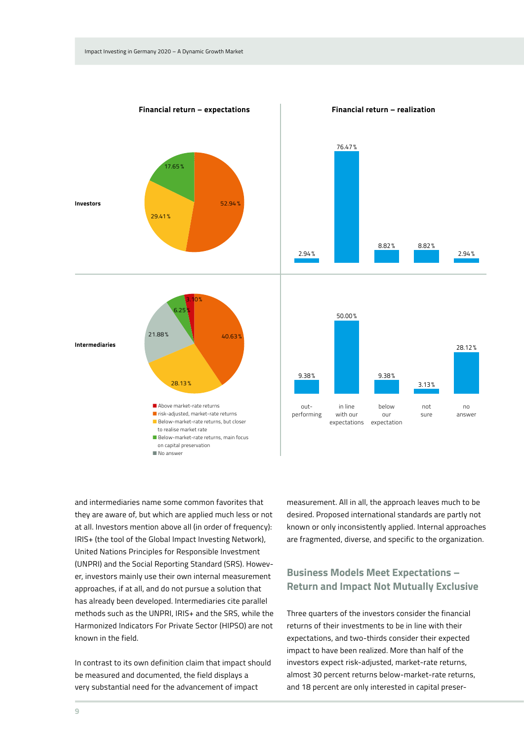**Financial return – expectations**

**Financial return – realization**

**Investors**

| Financial return – expectations | |
|---|---|
| risk-adjusted, market-rate returns | 52.94 % |
| Below-market-rate returns, but closer to realise market rate | 29.41 % |
| Below-market-rate returns, main focus on capital preservation | 17.65 % |

| Financial return – realization | |
|---|---|
| out-performing | 2.94 % |
| in line with our expectations | 76.47 % |
| below our expectation | 8.82 % |
| not sure | 8.82 % |
| no answer | 2.94 % |

**Intermediaries**

| Financial return – expectations | |
|---|---|
| Above market-rate returns | 3.10 % |
| risk-adjusted, market-rate returns | 40.63 % |
| Below-market-rate returns, but closer to realise market rate | 28.13 % |
| Below-market-rate returns, main focus on capital preservation | 6.25 % |
| No answer | 21.88 % |

| Financial return – realization | |
|---|---|
| out-performing | 9.38 % |
| in line with expectations | 50.00 % |
| below our expectation | 9.38 % |
| not sure | 3.13 % |
| no answer | 28.12 % |

- Above market-rate returns
- risk-adjusted, market-rate returns
- Below-market-rate returns, but closer to realise market rate
- Below-market-rate returns, main focus on capital preservation
- No answer

and intermediaries name some common favorites that they are aware of, but which are applied much less or not at all. Investors mention above all (in order of frequency): IRIS+ (the tool of the Global Impact Investing Network), United Nations Principles for Responsible Investment (UNPRI) and the Social Reporting Standard (SRS). However, investors mainly use their own internal measurement approaches, if at all, and do not pursue a solution that has already been developed. Intermediaries cite parallel methods such as the UNPRI, IRIS+ and the SRS, while the Harmonized Indicators For Private Sector (HIPSO) are not known in the field.

In contrast to its own definition claim that impact should be measured and documented, the field displays a very substantial need for the advancement of impact measurement. All in all, the approach leaves much to be desired. Proposed international standards are partly not known or only inconsistently applied. Internal approaches are fragmented, diverse, and specific to the organization.

## Business Models Meet Expectations – Return and Impact Not Mutually Exclusive

Three quarters of the investors consider the financial returns of their investments to be in line with their expectations, and two-thirds consider their expected impact to have been realized. More than half of the investors expect risk-adjusted, market-rate returns, almost 30 percent returns below-market-rate returns, and 18 percent are only interested in capital preser-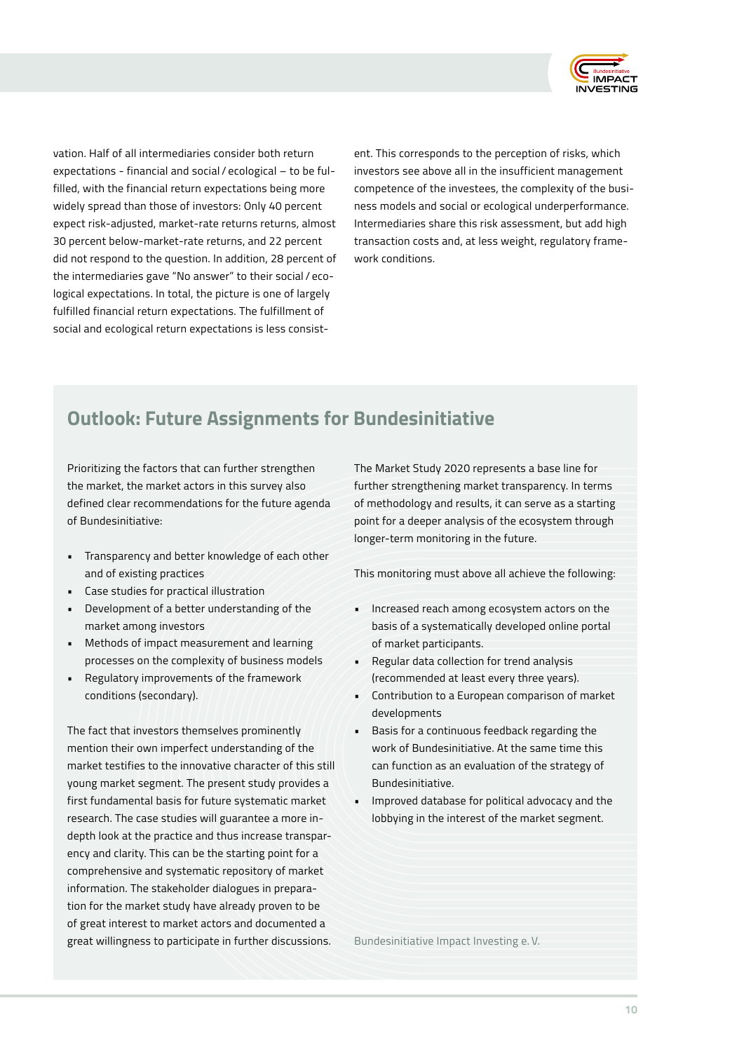vation. Half of all intermediaries consider both return expectations - financial and social / ecological – to be fulfilled, with the financial return expectations being more widely spread than those of investors: Only 40 percent expect risk-adjusted, market-rate returns returns, almost 30 percent below-market-rate returns, and 22 percent did not respond to the question. In addition, 28 percent of the intermediaries gave "No answer" to their social / ecological expectations. In total, the picture is one of largely fulfilled financial return expectations. The fulfillment of social and ecological return expectations is less consistent. This corresponds to the perception of risks, which investors see above all in the insufficient management competence of the investees, the complexity of the business models and social or ecological underperformance. Intermediaries share this risk assessment, but add high transaction costs and, at less weight, regulatory framework conditions.

## Outlook: Future Assignments for Bundesinitiative

Prioritizing the factors that can further strengthen the market, the market actors in this survey also defined clear recommendations for the future agenda of Bundesinitiative:

- Transparency and better knowledge of each other and of existing practices
- Case studies for practical illustration
- Development of a better understanding of the market among investors
- Methods of impact measurement and learning processes on the complexity of business models
- Regulatory improvements of the framework conditions (secondary).

The fact that investors themselves prominently mention their own imperfect understanding of the market testifies to the innovative character of this still young market segment. The present study provides a first fundamental basis for future systematic market research. The case studies will guarantee a more in-depth look at the practice and thus increase transparency and clarity. This can be the starting point for a comprehensive and systematic repository of market information. The stakeholder dialogues in preparation for the market study have already proven to be of great interest to market actors and documented a great willingness to participate in further discussions.

The Market Study 2020 represents a base line for further strengthening market transparency. In terms of methodology and results, it can serve as a starting point for a deeper analysis of the ecosystem through longer-term monitoring in the future.

This monitoring must above all achieve the following:

- Increased reach among ecosystem actors on the basis of a systematically developed online portal of market participants.
- Regular data collection for trend analysis (recommended at least every three years).
- Contribution to a European comparison of market developments
- Basis for a continuous feedback regarding the work of Bundesinitiative. At the same time this can function as an evaluation of the strategy of Bundesinitiative.
- Improved database for political advocacy and the lobbying in the interest of the market segment.

Bundesinitiative Impact Investing e. V.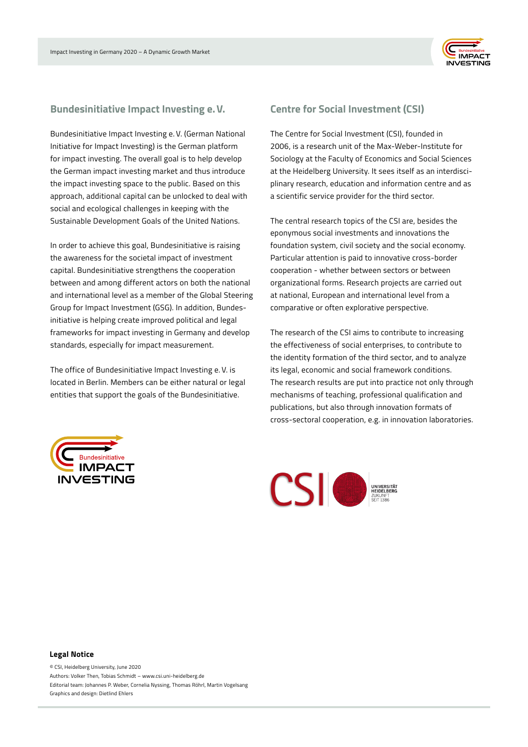## Bundesinitiative Impact Investing e. V.

Bundesinitiative Impact Investing e. V. (German National Initiative for Impact Investing) is the German platform for impact investing. The overall goal is to help develop the German impact investing market and thus introduce the impact investing space to the public. Based on this approach, additional capital can be unlocked to deal with social and ecological challenges in keeping with the Sustainable Development Goals of the United Nations.

In order to achieve this goal, Bundesinitiative is raising the awareness for the societal impact of investment capital. Bundesinitiative strengthens the cooperation between and among different actors on both the national and international level as a member of the Global Steering Group for Impact Investment (GSG). In addition, Bundesinitiative is helping create improved political and legal frameworks for impact investing in Germany and develop standards, especially for impact measurement.

The office of Bundesinitiative Impact Investing e. V. is located in Berlin. Members can be either natural or legal entities that support the goals of the Bundesinitiative.

Bundesinitiative IMPACT INVESTING

## Centre for Social Investment (CSI)

The Centre for Social Investment (CSI), founded in 2006, is a research unit of the Max-Weber-Institute for Sociology at the Faculty of Economics and Social Sciences at the Heidelberg University. It sees itself as an interdisciplinary research, education and information centre and as a scientific service provider for the third sector.

The central research topics of the CSI are, besides the eponymous social investments and innovations the foundation system, civil society and the social economy. Particular attention is paid to innovative cross-border cooperation - whether between sectors or between organizational forms. Research projects are carried out at national, European and international level from a comparative or often explorative perspective.

The research of the CSI aims to contribute to increasing the effectiveness of social enterprises, to contribute to the identity formation of the third sector, and to analyze its legal, economic and social framework conditions. The research results are put into practice not only through mechanisms of teaching, professional qualification and publications, but also through innovation formats of cross-sectoral cooperation, e.g. in innovation laboratories.

CSI UNIVERSITÄT HEIDELBERG ZUKUNFT SEIT 1386

**Legal Notice**

© CSI, Heidelberg University, June 2020
Authors: Volker Then, Tobias Schmidt – www.csi.uni-heidelberg.de
Editorial team: Johannes P. Weber, Cornelia Nyssing, Thomas Röhrl, Martin Vogelsang
Graphics and design: Dietlind Ehlers